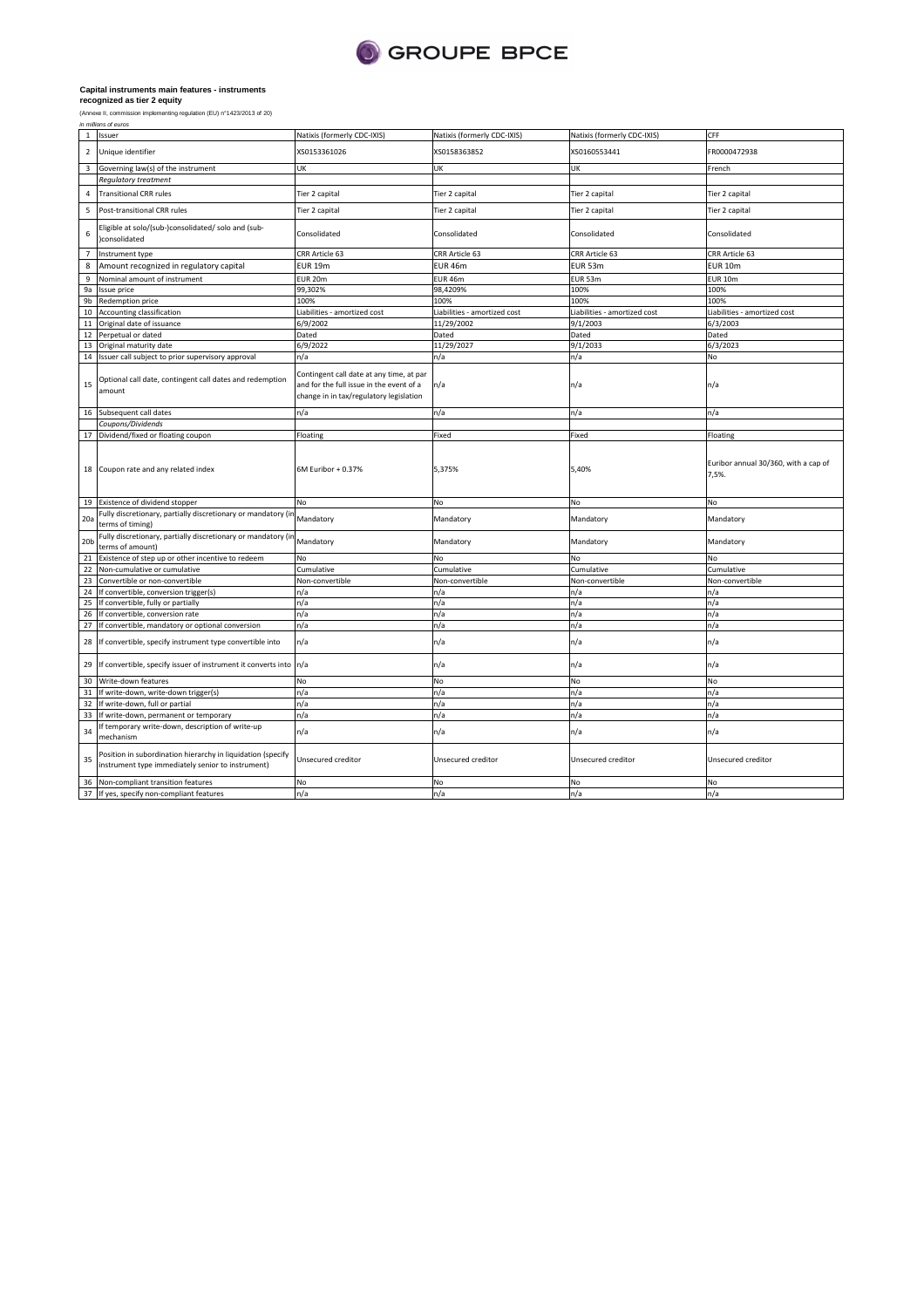GROUPE BPCE

**Capital instruments main features - instruments recognized as tier 2 equity**

(Annexe II, commission implementing regulation (EU) n°1423/2013 of 20)

*In millions of euros*

| | | | | | |
|---|---|---|---|---|---|
| 1 | Issuer | Natixis (formerly CDC-IXIS) | Natixis (formerly CDC-IXIS) | Natixis (formerly CDC-IXIS) | CFF |
| 2 | Unique identifier | XS0153361026 | XS0158363852 | XS0160553441 | FR0000472938 |
| 3 | Governing law(s) of the instrument | UK | UK | UK | French |
| | *Regulatory treatment* | | | | |
| 4 | Transitional CRR rules | Tier 2 capital | Tier 2 capital | Tier 2 capital | Tier 2 capital |
| 5 | Post-transitional CRR rules | Tier 2 capital | Tier 2 capital | Tier 2 capital | Tier 2 capital |
| 6 | Eligible at solo/(sub-)consolidated/ solo and (sub-)consolidated | Consolidated | Consolidated | Consolidated | Consolidated |
| 7 | Instrument type | CRR Article 63 | CRR Article 63 | CRR Article 63 | CRR Article 63 |
| 8 | Amount recognized in regulatory capital | EUR 19m | EUR 46m | EUR 53m | EUR 10m |
| 9 | Nominal amount of instrument | EUR 20m | EUR 46m | EUR 53m | EUR 10m |
| 9a | Issue price | 99,302% | 98,4209% | 100% | 100% |
| 9b | Redemption price | 100% | 100% | 100% | 100% |
| 10 | Accounting classification | Liabilities - amortized cost | Liabilities - amortized cost | Liabilities - amortized cost | Liabilities - amortized cost |
| 11 | Original date of issuance | 6/9/2002 | 11/29/2002 | 9/1/2003 | 6/3/2003 |
| 12 | Perpetual or dated | Dated | Dated | Dated | Dated |
| 13 | Original maturity date | 6/9/2022 | 11/29/2027 | 9/1/2033 | 6/3/2023 |
| 14 | Issuer call subject to prior supervisory approval | n/a | n/a | n/a | No |
| 15 | Optional call date, contingent call dates and redemption amount | Contingent call date at any time, at par and for the full issue in the event of a change in in tax/regulatory legislation | n/a | n/a | n/a |
| 16 | Subsequent call dates | n/a | n/a | n/a | n/a |
| | *Coupons/Dividends* | | | | |
| 17 | Dividend/fixed or floating coupon | Floating | Fixed | Fixed | Floating |
| 18 | Coupon rate and any related index | 6M Euribor + 0.37% | 5,375% | 5,40% | Euribor annual 30/360, with a cap of 7,5%. |
| 19 | Existence of dividend stopper | No | No | No | No |
| 20a | Fully discretionary, partially discretionary or mandatory (in terms of timing) | Mandatory | Mandatory | Mandatory | Mandatory |
| 20b | Fully discretionary, partially discretionary or mandatory (in terms of amount) | Mandatory | Mandatory | Mandatory | Mandatory |
| 21 | Existence of step up or other incentive to redeem | No | No | No | No |
| 22 | Non-cumulative or cumulative | Cumulative | Cumulative | Cumulative | Cumulative |
| 23 | Convertible or non-convertible | Non-convertible | Non-convertible | Non-convertible | Non-convertible |
| 24 | If convertible, conversion trigger(s) | n/a | n/a | n/a | n/a |
| 25 | If convertible, fully or partially | n/a | n/a | n/a | n/a |
| 26 | If convertible, conversion rate | n/a | n/a | n/a | n/a |
| 27 | If convertible, mandatory or optional conversion | n/a | n/a | n/a | n/a |
| 28 | If convertible, specify instrument type convertible into | n/a | n/a | n/a | n/a |
| 29 | If convertible, specify issuer of instrument it converts into | n/a | n/a | n/a | n/a |
| 30 | Write-down features | No | No | No | No |
| 31 | If write-down, write-down trigger(s) | n/a | n/a | n/a | n/a |
| 32 | If write-down, full or partial | n/a | n/a | n/a | n/a |
| 33 | If write-down, permanent or temporary | n/a | n/a | n/a | n/a |
| 34 | If temporary write-down, description of write-up mechanism | n/a | n/a | n/a | n/a |
| 35 | Position in subordination hierarchy in liquidation (specify instrument type immediately senior to instrument) | Unsecured creditor | Unsecured creditor | Unsecured creditor | Unsecured creditor |
| 36 | Non-compliant transition features | No | No | No | No |
| 37 | If yes, specify non-compliant features | n/a | n/a | n/a | n/a |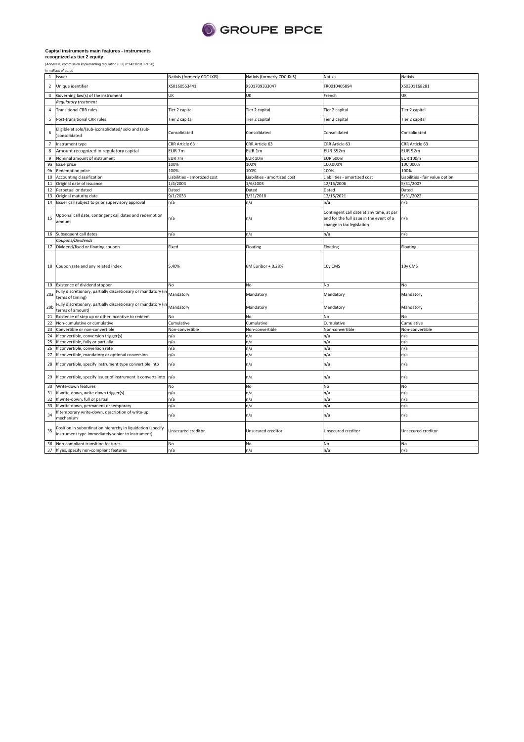**Capital instruments main features - instruments recognized as tier 2 equity**

(Annexe II, commission implementing regulation (EU) n°1423/2013 of 20)

*in millions of euros*

| | | | | | |
|---|---|---|---|---|---|
| 1 | Issuer | Natixis (formerly CDC-IXIS) | Natixis (formerly CDC-IXIS) | Natixis | Natixis |
| 2 | Unique identifier | XS0160553441 | XS01709333047 | FR0010405894 | XS0301168281 |
| 3 | Governing law(s) of the instrument | UK | UK | French | UK |
| | *Regulatory treatment* | | | | |
| 4 | Transitional CRR rules | Tier 2 capital | Tier 2 capital | Tier 2 capital | Tier 2 capital |
| 5 | Post-transitional CRR rules | Tier 2 capital | Tier 2 capital | Tier 2 capital | Tier 2 capital |
| 6 | Eligible at solo/(sub-)consolidated/ solo and (sub-)consolidated | Consolidated | Consolidated | Consolidated | Consolidated |
| 7 | Instrument type | CRR Article 63 | CRR Article 63 | CRR Article 63 | CRR Article 63 |
| 8 | Amount recognized in regulatory capital | EUR 7m | EUR 1m | EUR 392m | EUR 92m |
| 9 | Nominal amount of instrument | EUR 7m | EUR 10m | EUR 500m | EUR 100m |
| 9a | Issue price | 100% | 100% | 100,000% | 100,000% |
| 9b | Redemption price | 100% | 100% | 100% | 100% |
| 10 | Accounting classification | Liabilities - amortized cost | Liabilities - amortized cost | Liabilities - amortized cost | Liabilities - fair value option |
| 11 | Original date of issuance | 1/4/2003 | 1/6/2003 | 12/15/2006 | 5/31/2007 |
| 12 | Perpetual or dated | Dated | Dated | Dated | Dated |
| 13 | Original maturity date | 9/1/2033 | 3/31/2018 | 12/15/2021 | 5/31/2022 |
| 14 | Issuer call subject to prior supervisory approval | n/a | n/a | n/a | n/a |
| 15 | Optional call date, contingent call dates and redemption amount | n/a | n/a | Contingent call date at any time, at par and for the full issue in the event of a change in tax legislation | n/a |
| 16 | Subsequent call dates | n/a | n/a | n/a | n/a |
| | *Coupons/Dividends* | | | | |
| 17 | Dividend/fixed or floating coupon | Fixed | Floating | Floating | Floating |
| 18 | Coupon rate and any related index | 5,40% | 6M Euribor + 0.28% | 10y CMS | 10y CMS |
| 19 | Existence of dividend stopper | No | No | No | No |
| 20a | Fully discretionary, partially discretionary or mandatory (in terms of timing) | Mandatory | Mandatory | Mandatory | Mandatory |
| 20b | Fully discretionary, partially discretionary or mandatory (in terms of amount) | Mandatory | Mandatory | Mandatory | Mandatory |
| 21 | Existence of step up or other incentive to redeem | No | No | No | No |
| 22 | Non-cumulative or cumulative | Cumulative | Cumulative | Cumulative | Cumulative |
| 23 | Convertible or non-convertible | Non-convertible | Non-convertible | Non-convertible | Non-convertible |
| 24 | If convertible, conversion trigger(s) | n/a | n/a | n/a | n/a |
| 25 | If convertible, fully or partially | n/a | n/a | n/a | n/a |
| 26 | If convertible, conversion rate | n/a | n/a | n/a | n/a |
| 27 | If convertible, mandatory or optional conversion | n/a | n/a | n/a | n/a |
| 28 | If convertible, specify instrument type convertible into | n/a | n/a | n/a | n/a |
| 29 | If convertible, specify issuer of instrument it converts into | n/a | n/a | n/a | n/a |
| 30 | Write-down features | No | No | No | No |
| 31 | If write-down, write-down trigger(s) | n/a | n/a | n/a | n/a |
| 32 | If write-down, full or partial | n/a | n/a | n/a | n/a |
| 33 | If write-down, permanent or temporary | n/a | n/a | n/a | n/a |
| 34 | If temporary write-down, description of write-up mechanism | n/a | n/a | n/a | n/a |
| 35 | Position in subordination hierarchy in liquidation (specify instrument type immediately senior to instrument) | Unsecured creditor | Unsecured creditor | Unsecured creditor | Unsecured creditor |
| 36 | Non-compliant transition features | No | No | No | No |
| 37 | If yes, specify non-compliant features | n/a | n/a | n/a | n/a |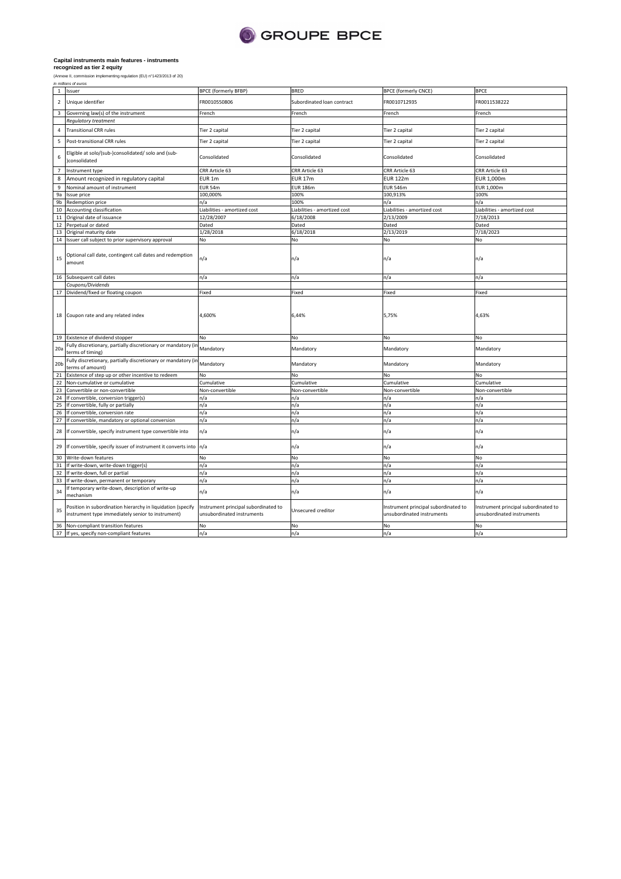# GROUPE BPCE

**Capital instruments main features - instruments recognized as tier 2 equity**

(Annexe II, commission implementing regulation (EU) n°1423/2013 of 20)

*in millions of euros*

| | | | | | |
|---|---|---|---|---|---|
| 1 | Issuer | BPCE (formerly BFBP) | BRED | BPCE (formerly CNCE) | BPCE |
| 2 | Unique identifier | FR0010550806 | Subordinated loan contract | FR0010712935 | FR0011538222 |
| 3 | Governing law(s) of the instrument | French | French | French | French |
| | *Regulatory treatment* | | | | |
| 4 | Transitional CRR rules | Tier 2 capital | Tier 2 capital | Tier 2 capital | Tier 2 capital |
| 5 | Post-transitional CRR rules | Tier 2 capital | Tier 2 capital | Tier 2 capital | Tier 2 capital |
| 6 | Eligible at solo/(sub-)consolidated/ solo and (sub-)consolidated | Consolidated | Consolidated | Consolidated | Consolidated |
| 7 | Instrument type | CRR Article 63 | CRR Article 63 | CRR Article 63 | CRR Article 63 |
| 8 | Amount recognized in regulatory capital | EUR 1m | EUR 17m | EUR 122m | EUR 1,000m |
| 9 | Nominal amount of instrument | EUR 54m | EUR 186m | EUR 546m | EUR 1,000m |
| 9a | Issue price | 100,000% | 100% | 100,913% | 100% |
| 9b | Redemption price | n/a | 100% | n/a | n/a |
| 10 | Accounting classification | Liabilities - amortized cost | Liabilities - amortized cost | Liabilities - amortized cost | Liabilities - amortized cost |
| 11 | Original date of issuance | 12/28/2007 | 6/18/2008 | 2/13/2009 | 7/18/2013 |
| 12 | Perpetual or dated | Dated | Dated | Dated | Dated |
| 13 | Original maturity date | 1/28/2018 | 6/18/2018 | 2/13/2019 | 7/18/2023 |
| 14 | Issuer call subject to prior supervisory approval | No | No | No | No |
| 15 | Optional call date, contingent call dates and redemption amount | n/a | n/a | n/a | n/a |
| 16 | Subsequent call dates | n/a | n/a | n/a | n/a |
| | *Coupons/Dividends* | | | | |
| 17 | Dividend/fixed or floating coupon | Fixed | Fixed | Fixed | Fixed |
| 18 | Coupon rate and any related index | 4,600% | 6,44% | 5,75% | 4,63% |
| 19 | Existence of dividend stopper | No | No | No | No |
| 20a | Fully discretionary, partially discretionary or mandatory (in terms of timing) | Mandatory | Mandatory | Mandatory | Mandatory |
| 20b | Fully discretionary, partially discretionary or mandatory (in terms of amount) | Mandatory | Mandatory | Mandatory | Mandatory |
| 21 | Existence of step up or other incentive to redeem | No | No | No | No |
| 22 | Non-cumulative or cumulative | Cumulative | Cumulative | Cumulative | Cumulative |
| 23 | Convertible or non-convertible | Non-convertible | Non-convertible | Non-convertible | Non-convertible |
| 24 | If convertible, conversion trigger(s) | n/a | n/a | n/a | n/a |
| 25 | If convertible, fully or partially | n/a | n/a | n/a | n/a |
| 26 | If convertible, conversion rate | n/a | n/a | n/a | n/a |
| 27 | If convertible, mandatory or optional conversion | n/a | n/a | n/a | n/a |
| 28 | If convertible, specify instrument type convertible into | n/a | n/a | n/a | n/a |
| 29 | If convertible, specify issuer of instrument it converts into | n/a | n/a | n/a | n/a |
| 30 | Write-down features | No | No | No | No |
| 31 | If write-down, write-down trigger(s) | n/a | n/a | n/a | n/a |
| 32 | If write-down, full or partial | n/a | n/a | n/a | n/a |
| 33 | If write-down, permanent or temporary | n/a | n/a | n/a | n/a |
| 34 | If temporary write-down, description of write-up mechanism | n/a | n/a | n/a | n/a |
| 35 | Position in subordination hierarchy in liquidation (specify instrument type immediately senior to instrument) | Instrument principal subordinated to unsubordinated instruments | Unsecured creditor | Instrument principal subordinated to unsubordinated instruments | Instrument principal subordinated to unsubordinated instruments |
| 36 | Non-compliant transition features | No | No | No | No |
| 37 | If yes, specify non-compliant features | n/a | n/a | n/a | n/a |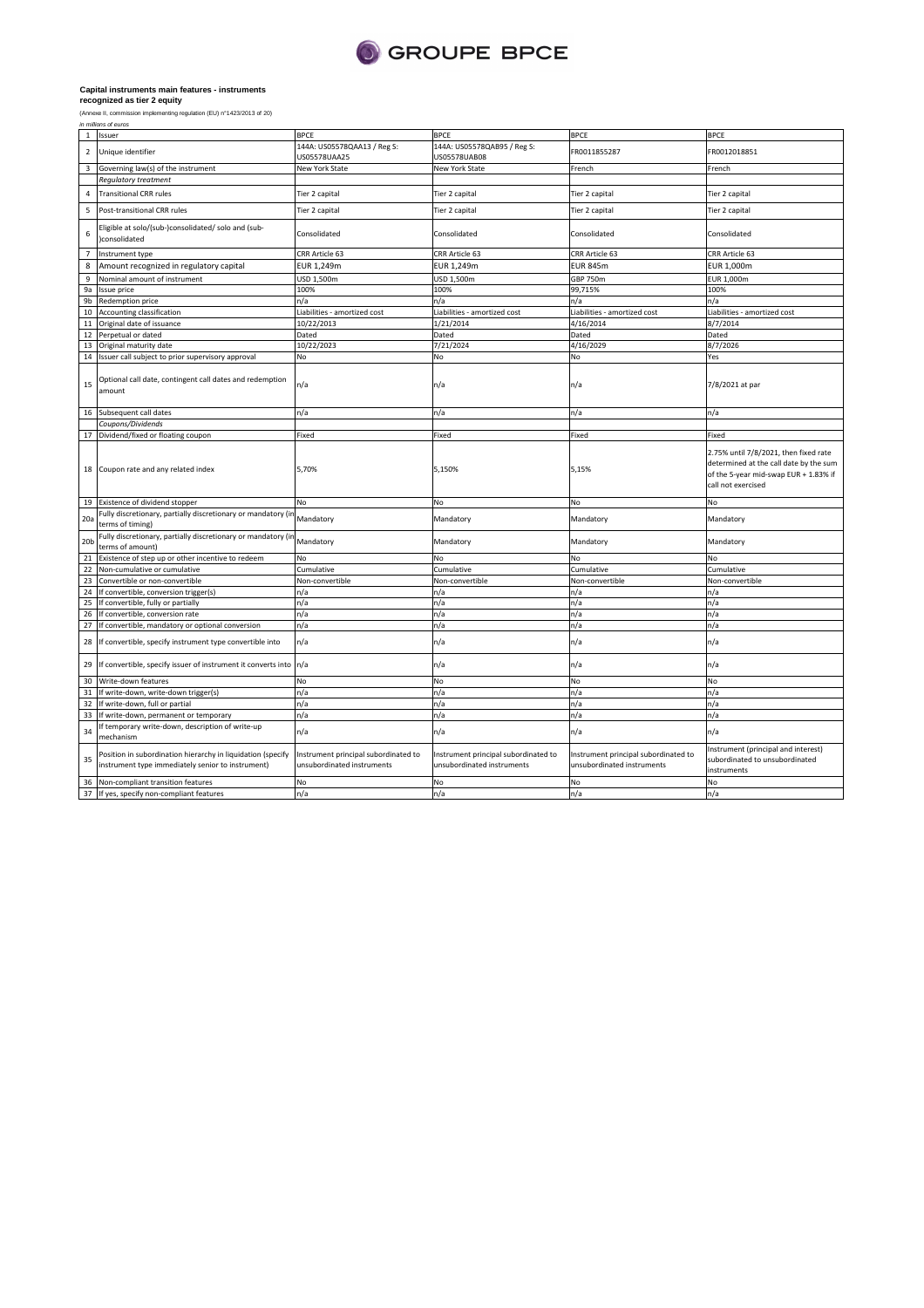GROUPE BPCE

**Capital instruments main features - instruments recognized as tier 2 equity**

(Annexe II, commission implementing regulation (EU) n°1423/2013 of 20)

*in millions of euros*

| | | | | | |
|---|---|---|---|---|---|
| 1 | Issuer | BPCE | BPCE | BPCE | BPCE |
| 2 | Unique identifier | 144A: US05578QAA13 / Reg S: US05578UAA25 | 144A: US05578QAB95 / Reg S: US05578UAB08 | FR0011855287 | FR0012018851 |
| 3 | Governing law(s) of the instrument | New York State | New York State | French | French |
| | *Regulatory treatment* | | | | |
| 4 | Transitional CRR rules | Tier 2 capital | Tier 2 capital | Tier 2 capital | Tier 2 capital |
| 5 | Post-transitional CRR rules | Tier 2 capital | Tier 2 capital | Tier 2 capital | Tier 2 capital |
| 6 | Eligible at solo/(sub-)consolidated/ solo and (sub-)consolidated | Consolidated | Consolidated | Consolidated | Consolidated |
| 7 | Instrument type | CRR Article 63 | CRR Article 63 | CRR Article 63 | CRR Article 63 |
| 8 | Amount recognized in regulatory capital | EUR 1,249m | EUR 1,249m | EUR 845m | EUR 1,000m |
| 9 | Nominal amount of instrument | USD 1,500m | USD 1,500m | GBP 750m | EUR 1,000m |
| 9a | Issue price | 100% | 100% | 99,715% | 100% |
| 9b | Redemption price | n/a | n/a | n/a | n/a |
| 10 | Accounting classification | Liabilities - amortized cost | Liabilities - amortized cost | Liabilities - amortized cost | Liabilities - amortized cost |
| 11 | Original date of issuance | 10/22/2013 | 1/21/2014 | 4/16/2014 | 8/7/2014 |
| 12 | Perpetual or dated | Dated | Dated | Dated | Dated |
| 13 | Original maturity date | 10/22/2023 | 7/21/2024 | 4/16/2029 | 8/7/2026 |
| 14 | Issuer call subject to prior supervisory approval | No | No | No | Yes |
| 15 | Optional call date, contingent call dates and redemption amount | n/a | n/a | n/a | 7/8/2021 at par |
| 16 | Subsequent call dates | n/a | n/a | n/a | n/a |
| | *Coupons/Dividends* | | | | |
| 17 | Dividend/fixed or floating coupon | Fixed | Fixed | Fixed | Fixed |
| 18 | Coupon rate and any related index | 5,70% | 5,150% | 5,15% | 2.75% until 7/8/2021, then fixed rate determined at the call date by the sum of the 5-year mid-swap EUR + 1.83% if call not exercised |
| 19 | Existence of dividend stopper | No | No | No | No |
| 20a | Fully discretionary, partially discretionary or mandatory (in terms of timing) | Mandatory | Mandatory | Mandatory | Mandatory |
| 20b | Fully discretionary, partially discretionary or mandatory (in terms of amount) | Mandatory | Mandatory | Mandatory | Mandatory |
| 21 | Existence of step up or other incentive to redeem | No | No | No | No |
| 22 | Non-cumulative or cumulative | Cumulative | Cumulative | Cumulative | Cumulative |
| 23 | Convertible or non-convertible | Non-convertible | Non-convertible | Non-convertible | Non-convertible |
| 24 | If convertible, conversion trigger(s) | n/a | n/a | n/a | n/a |
| 25 | If convertible, fully or partially | n/a | n/a | n/a | n/a |
| 26 | If convertible, conversion rate | n/a | n/a | n/a | n/a |
| 27 | If convertible, mandatory or optional conversion | n/a | n/a | n/a | n/a |
| 28 | If convertible, specify instrument type convertible into | n/a | n/a | n/a | n/a |
| 29 | If convertible, specify issuer of instrument it converts into | n/a | n/a | n/a | n/a |
| 30 | Write-down features | No | No | No | No |
| 31 | If write-down, write-down trigger(s) | n/a | n/a | n/a | n/a |
| 32 | If write-down, full or partial | n/a | n/a | n/a | n/a |
| 33 | If write-down, permanent or temporary | n/a | n/a | n/a | n/a |
| 34 | If temporary write-down, description of write-up mechanism | n/a | n/a | n/a | n/a |
| 35 | Position in subordination hierarchy in liquidation (specify instrument type immediately senior to instrument) | Instrument principal subordinated to unsubordinated instruments | Instrument principal subordinated to unsubordinated instruments | Instrument principal subordinated to unsubordinated instruments | Instrument (principal and interest) subordinated to unsubordinated instruments |
| 36 | Non-compliant transition features | No | No | No | No |
| 37 | If yes, specify non-compliant features | n/a | n/a | n/a | n/a |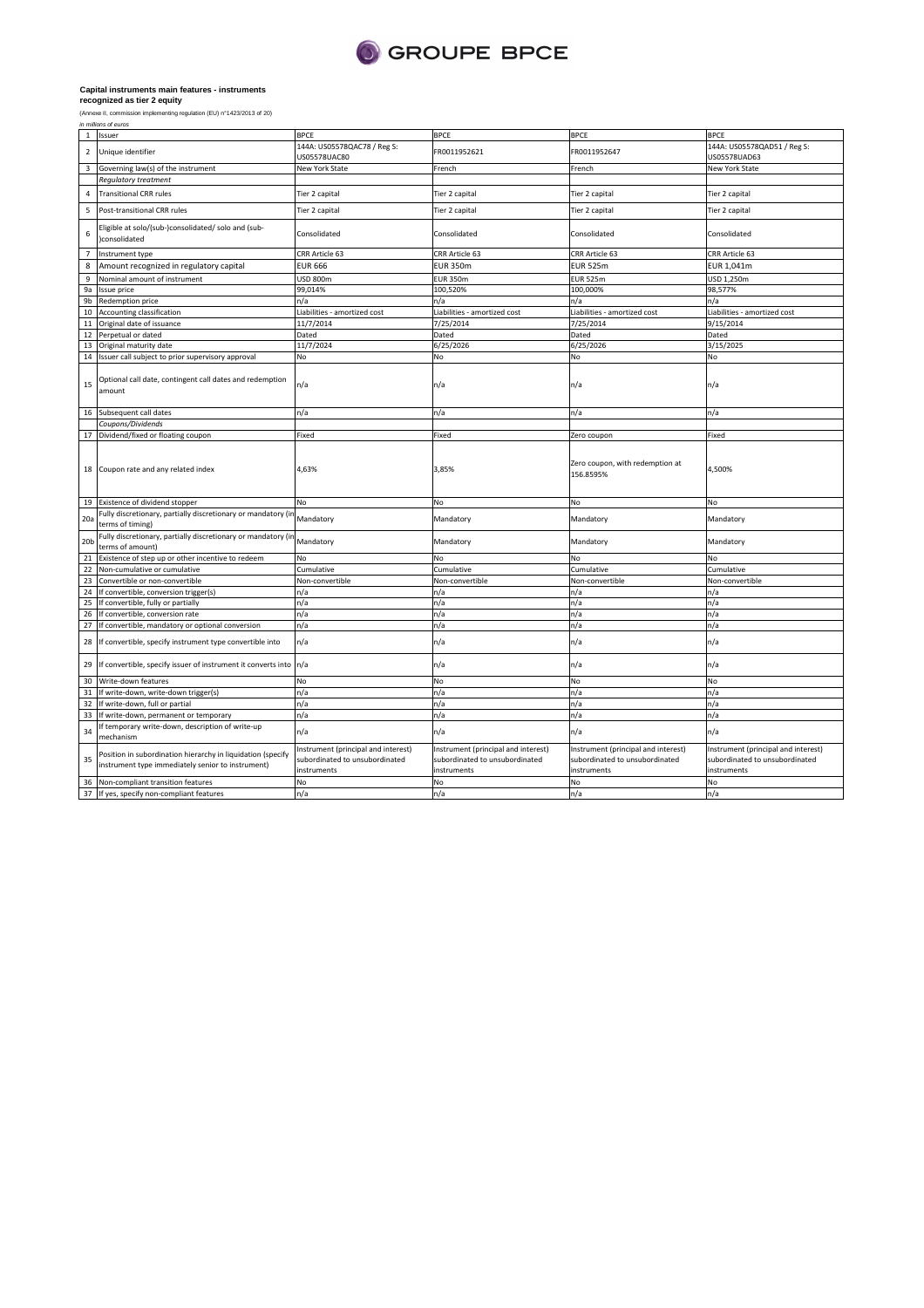**Capital instruments main features - instruments recognized as tier 2 equity**

(Annexe II, commission implementing regulation (EU) n°1423/2013 of 20)

*In millions of euros*

| | | | | | |
|---|---|---|---|---|---|
| 1 | Issuer | BPCE | BPCE | BPCE | BPCE |
| 2 | Unique identifier | 144A: US05578QAC78 / Reg S: US05578UAC80 | FR0011952621 | FR0011952647 | 144A: US05578QAD51 / Reg S: US05578UAD63 |
| 3 | Governing law(s) of the instrument | New York State | French | French | New York State |
| | *Regulatory treatment* | | | | |
| 4 | Transitional CRR rules | Tier 2 capital | Tier 2 capital | Tier 2 capital | Tier 2 capital |
| 5 | Post-transitional CRR rules | Tier 2 capital | Tier 2 capital | Tier 2 capital | Tier 2 capital |
| 6 | Eligible at solo/(sub-)consolidated/ solo and (sub-)consolidated | Consolidated | Consolidated | Consolidated | Consolidated |
| 7 | Instrument type | CRR Article 63 | CRR Article 63 | CRR Article 63 | CRR Article 63 |
| 8 | Amount recognized in regulatory capital | EUR 666 | EUR 350m | EUR 525m | EUR 1,041m |
| 9 | Nominal amount of instrument | USD 800m | EUR 350m | EUR 525m | USD 1,250m |
| 9a | Issue price | 99,014% | 100,520% | 100,000% | 98,577% |
| 9b | Redemption price | n/a | n/a | n/a | n/a |
| 10 | Accounting classification | Liabilities - amortized cost | Liabilities - amortized cost | Liabilities - amortized cost | Liabilities - amortized cost |
| 11 | Original date of issuance | 11/7/2014 | 7/25/2014 | 7/25/2014 | 9/15/2014 |
| 12 | Perpetual or dated | Dated | Dated | Dated | Dated |
| 13 | Original maturity date | 11/7/2024 | 6/25/2026 | 6/25/2026 | 3/15/2025 |
| 14 | Issuer call subject to prior supervisory approval | No | No | No | No |
| 15 | Optional call date, contingent call dates and redemption amount | n/a | n/a | n/a | n/a |
| 16 | Subsequent call dates | n/a | n/a | n/a | n/a |
| | *Coupons/Dividends* | | | | |
| 17 | Dividend/fixed or floating coupon | Fixed | Fixed | Zero coupon | Fixed |
| 18 | Coupon rate and any related index | 4,63% | 3,85% | Zero coupon, with redemption at 156.8595% | 4,500% |
| 19 | Existence of dividend stopper | No | No | No | No |
| 20a | Fully discretionary, partially discretionary or mandatory (in terms of timing) | Mandatory | Mandatory | Mandatory | Mandatory |
| 20b | Fully discretionary, partially discretionary or mandatory (in terms of amount) | Mandatory | Mandatory | Mandatory | Mandatory |
| 21 | Existence of step up or other incentive to redeem | No | No | No | No |
| 22 | Non-cumulative or cumulative | Cumulative | Cumulative | Cumulative | Cumulative |
| 23 | Convertible or non-convertible | Non-convertible | Non-convertible | Non-convertible | Non-convertible |
| 24 | If convertible, conversion trigger(s) | n/a | n/a | n/a | n/a |
| 25 | If convertible, fully or partially | n/a | n/a | n/a | n/a |
| 26 | If convertible, conversion rate | n/a | n/a | n/a | n/a |
| 27 | If convertible, mandatory or optional conversion | n/a | n/a | n/a | n/a |
| 28 | If convertible, specify instrument type convertible into | n/a | n/a | n/a | n/a |
| 29 | If convertible, specify issuer of instrument it converts into | n/a | n/a | n/a | n/a |
| 30 | Write-down features | No | No | No | No |
| 31 | If write-down, write-down trigger(s) | n/a | n/a | n/a | n/a |
| 32 | If write-down, full or partial | n/a | n/a | n/a | n/a |
| 33 | If write-down, permanent or temporary | n/a | n/a | n/a | n/a |
| 34 | If temporary write-down, description of write-up mechanism | n/a | n/a | n/a | n/a |
| 35 | Position in subordination hierarchy in liquidation (specify instrument type immediately senior to instrument) | Instrument (principal and interest) subordinated to unsubordinated instruments | Instrument (principal and interest) subordinated to unsubordinated instruments | Instrument (principal and interest) subordinated to unsubordinated instruments | Instrument (principal and interest) subordinated to unsubordinated instruments |
| 36 | Non-compliant transition features | No | No | No | No |
| 37 | If yes, specify non-compliant features | n/a | n/a | n/a | n/a |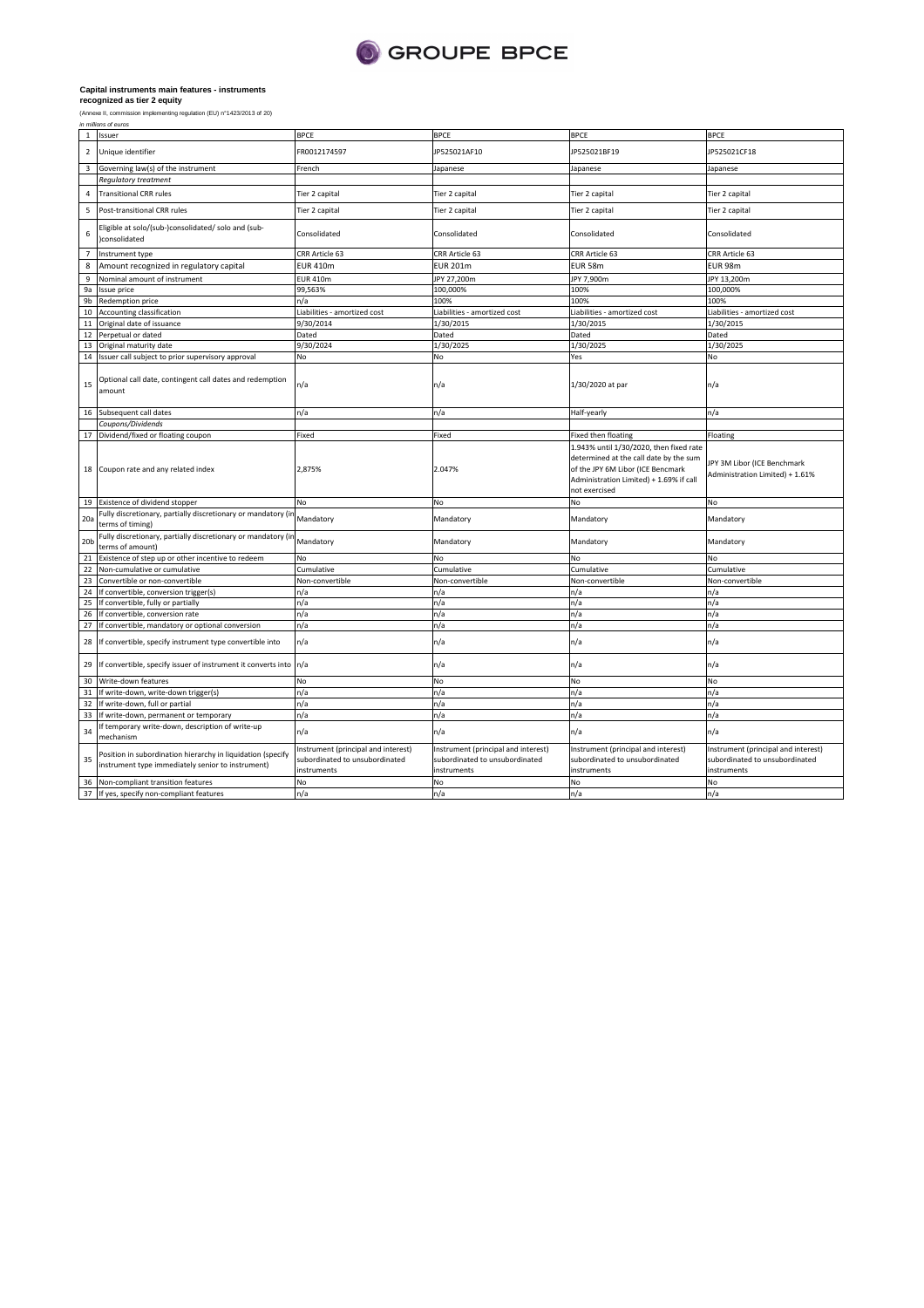# GROUPE BPCE

**Capital instruments main features - instruments recognized as tier 2 equity**

(Annexe II, commission implementing regulation (EU) n°1423/2013 of 20)

*In millions of euros*

| | | | | | |
|---|---|---|---|---|---|
| 1 | Issuer | BPCE | BPCE | BPCE | BPCE |
| 2 | Unique identifier | FR0012174597 | JP525021AF10 | JP525021BF19 | JP525021CF18 |
| 3 | Governing law(s) of the instrument | French | Japanese | Japanese | Japanese |
| | *Regulatory treatment* | | | | |
| 4 | Transitional CRR rules | Tier 2 capital | Tier 2 capital | Tier 2 capital | Tier 2 capital |
| 5 | Post-transitional CRR rules | Tier 2 capital | Tier 2 capital | Tier 2 capital | Tier 2 capital |
| 6 | Eligible at solo/(sub-)consolidated/ solo and (sub-)consolidated | Consolidated | Consolidated | Consolidated | Consolidated |
| 7 | Instrument type | CRR Article 63 | CRR Article 63 | CRR Article 63 | CRR Article 63 |
| 8 | Amount recognized in regulatory capital | EUR 410m | EUR 201m | EUR 58m | EUR 98m |
| 9 | Nominal amount of instrument | EUR 410m | JPY 27,200m | JPY 7,900m | JPY 13,200m |
| 9a | Issue price | 99,563% | 100,000% | 100% | 100,000% |
| 9b | Redemption price | n/a | 100% | 100% | 100% |
| 10 | Accounting classification | Liabilities - amortized cost | Liabilities - amortized cost | Liabilities - amortized cost | Liabilities - amortized cost |
| 11 | Original date of issuance | 9/30/2014 | 1/30/2015 | 1/30/2015 | 1/30/2015 |
| 12 | Perpetual or dated | Dated | Dated | Dated | Dated |
| 13 | Original maturity date | 9/30/2024 | 1/30/2025 | 1/30/2025 | 1/30/2025 |
| 14 | Issuer call subject to prior supervisory approval | No | No | Yes | No |
| 15 | Optional call date, contingent call dates and redemption amount | n/a | n/a | 1/30/2020 at par | n/a |
| 16 | Subsequent call dates | n/a | n/a | Half-yearly | n/a |
| | *Coupons/Dividends* | | | | |
| 17 | Dividend/fixed or floating coupon | Fixed | Fixed | Fixed then floating | Floating |
| 18 | Coupon rate and any related index | 2,875% | 2.047% | 1.943% until 1/30/2020, then fixed rate determined at the call date by the sum of the JPY 6M Libor (ICE Bencmark Administration Limited) + 1.69% if call not exercised | JPY 3M Libor (ICE Benchmark Administration Limited) + 1.61% |
| 19 | Existence of dividend stopper | No | No | No | No |
| 20a | Fully discretionary, partially discretionary or mandatory (in terms of timing) | Mandatory | Mandatory | Mandatory | Mandatory |
| 20b | Fully discretionary, partially discretionary or mandatory (in terms of amount) | Mandatory | Mandatory | Mandatory | Mandatory |
| 21 | Existence of step up or other incentive to redeem | No | No | No | No |
| 22 | Non-cumulative or cumulative | Cumulative | Cumulative | Cumulative | Cumulative |
| 23 | Convertible or non-convertible | Non-convertible | Non-convertible | Non-convertible | Non-convertible |
| 24 | If convertible, conversion trigger(s) | n/a | n/a | n/a | n/a |
| 25 | If convertible, fully or partially | n/a | n/a | n/a | n/a |
| 26 | If convertible, conversion rate | n/a | n/a | n/a | n/a |
| 27 | If convertible, mandatory or optional conversion | n/a | n/a | n/a | n/a |
| 28 | If convertible, specify instrument type convertible into | n/a | n/a | n/a | n/a |
| 29 | If convertible, specify issuer of instrument it converts into | n/a | n/a | n/a | n/a |
| 30 | Write-down features | No | No | No | No |
| 31 | If write-down, write-down trigger(s) | n/a | n/a | n/a | n/a |
| 32 | If write-down, full or partial | n/a | n/a | n/a | n/a |
| 33 | If write-down, permanent or temporary | n/a | n/a | n/a | n/a |
| 34 | If temporary write-down, description of write-up mechanism | n/a | n/a | n/a | n/a |
| 35 | Position in subordination hierarchy in liquidation (specify instrument type immediately senior to instrument) | Instrument (principal and interest) subordinated to unsubordinated instruments | Instrument (principal and interest) subordinated to unsubordinated instruments | Instrument (principal and interest) subordinated to unsubordinated instruments | Instrument (principal and interest) subordinated to unsubordinated instruments |
| 36 | Non-compliant transition features | No | No | No | No |
| 37 | If yes, specify non-compliant features | n/a | n/a | n/a | n/a |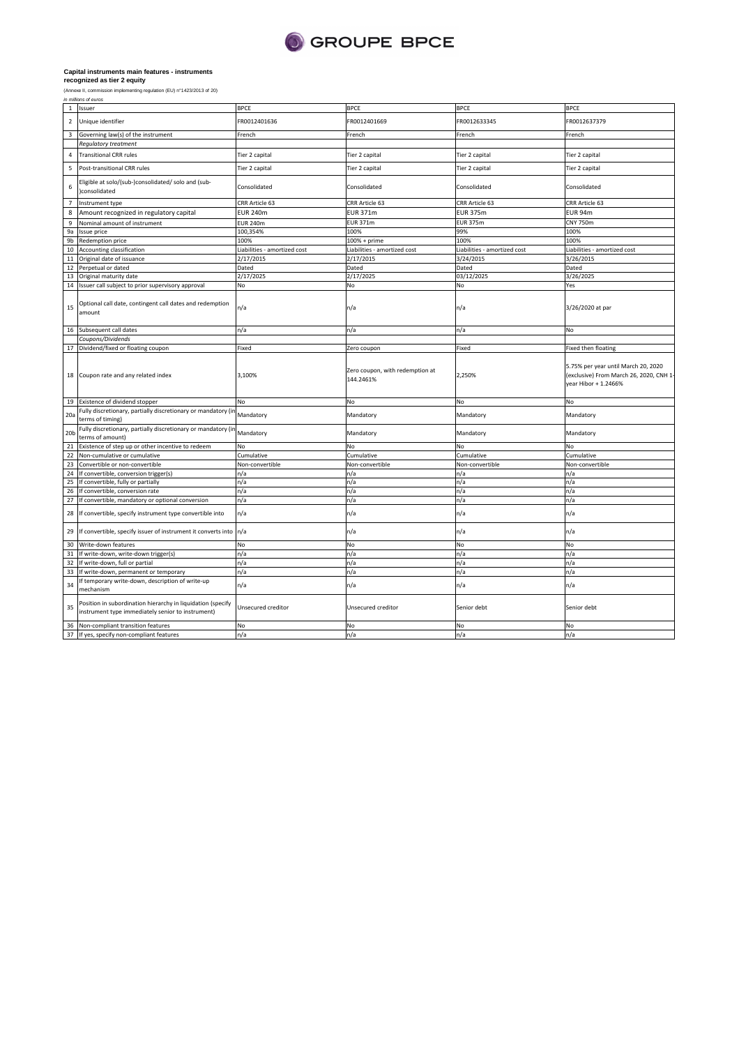GROUPE BPCE

**Capital instruments main features - instruments recognized as tier 2 equity**

(Annexe II, commission implementing regulation (EU) n°1423/2013 of 20)

*in millions of euros*

| | | | | | |
|---|---|---|---|---|---|
| 1 | Issuer | BPCE | BPCE | BPCE | BPCE |
| 2 | Unique identifier | FR0012401636 | FR0012401669 | FR0012633345 | FR0012637379 |
| 3 | Governing law(s) of the instrument | French | French | French | French |
| | *Regulatory treatment* | | | | |
| 4 | Transitional CRR rules | Tier 2 capital | Tier 2 capital | Tier 2 capital | Tier 2 capital |
| 5 | Post-transitional CRR rules | Tier 2 capital | Tier 2 capital | Tier 2 capital | Tier 2 capital |
| 6 | Eligible at solo/(sub-)consolidated/ solo and (sub-)consolidated | Consolidated | Consolidated | Consolidated | Consolidated |
| 7 | Instrument type | CRR Article 63 | CRR Article 63 | CRR Article 63 | CRR Article 63 |
| 8 | Amount recognized in regulatory capital | EUR 240m | EUR 371m | EUR 375m | EUR 94m |
| 9 | Nominal amount of instrument | EUR 240m | EUR 371m | EUR 375m | CNY 750m |
| 9a | Issue price | 100,354% | 100% | 99% | 100% |
| 9b | Redemption price | 100% | 100% + prime | 100% | 100% |
| 10 | Accounting classification | Liabilities - amortized cost | Liabilities - amortized cost | Liabilities - amortized cost | Liabilities - amortized cost |
| 11 | Original date of issuance | 2/17/2015 | 2/17/2015 | 3/24/2015 | 3/26/2015 |
| 12 | Perpetual or dated | Dated | Dated | Dated | Dated |
| 13 | Original maturity date | 2/17/2025 | 2/17/2025 | 03/12/2025 | 3/26/2025 |
| 14 | Issuer call subject to prior supervisory approval | No | No | No | Yes |
| 15 | Optional call date, contingent call dates and redemption amount | n/a | n/a | n/a | 3/26/2020 at par |
| 16 | Subsequent call dates | n/a | n/a | n/a | No |
| | *Coupons/Dividends* | | | | |
| 17 | Dividend/fixed or floating coupon | Fixed | Zero coupon | Fixed | Fixed then floating |
| 18 | Coupon rate and any related index | 3,100% | Zero coupon, with redemption at 144.2461% | 2,250% | 5.75% per year until March 20, 2020 (exclusive) From March 26, 2020, CNH 1-year Hibor + 1.2466% |
| 19 | Existence of dividend stopper | No | No | No | No |
| 20a | Fully discretionary, partially discretionary or mandatory (in terms of timing) | Mandatory | Mandatory | Mandatory | Mandatory |
| 20b | Fully discretionary, partially discretionary or mandatory (in terms of amount) | Mandatory | Mandatory | Mandatory | Mandatory |
| 21 | Existence of step up or other incentive to redeem | No | No | No | No |
| 22 | Non-cumulative or cumulative | Cumulative | Cumulative | Cumulative | Cumulative |
| 23 | Convertible or non-convertible | Non-convertible | Non-convertible | Non-convertible | Non-convertible |
| 24 | If convertible, conversion trigger(s) | n/a | n/a | n/a | n/a |
| 25 | If convertible, fully or partially | n/a | n/a | n/a | n/a |
| 26 | If convertible, conversion rate | n/a | n/a | n/a | n/a |
| 27 | If convertible, mandatory or optional conversion | n/a | n/a | n/a | n/a |
| 28 | If convertible, specify instrument type convertible into | n/a | n/a | n/a | n/a |
| 29 | If convertible, specify issuer of instrument it converts into | n/a | n/a | n/a | n/a |
| 30 | Write-down features | No | No | No | No |
| 31 | If write-down, write-down trigger(s) | n/a | n/a | n/a | n/a |
| 32 | If write-down, full or partial | n/a | n/a | n/a | n/a |
| 33 | If write-down, permanent or temporary | n/a | n/a | n/a | n/a |
| 34 | If temporary write-down, description of write-up mechanism | n/a | n/a | n/a | n/a |
| 35 | Position in subordination hierarchy in liquidation (specify instrument type immediately senior to instrument) | Unsecured creditor | Unsecured creditor | Senior debt | Senior debt |
| 36 | Non-compliant transition features | No | No | No | No |
| 37 | If yes, specify non-compliant features | n/a | n/a | n/a | n/a |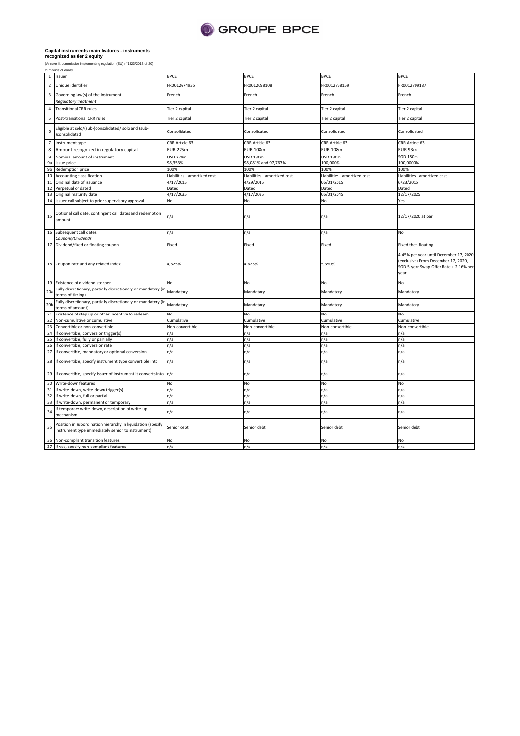**Capital instruments main features - instruments recognized as tier 2 equity**

(Annexe II, commission implementing regulation (EU) n°1423/2013 of 20)

*In millions of euros*

| | | | | | |
|---|---|---|---|---|---|
| 1 | Issuer | BPCE | BPCE | BPCE | BPCE |
| 2 | Unique identifier | FR0012674935 | FR0012698108 | FR0012758159 | FR0012799187 |
| 3 | Governing law(s) of the instrument | French | French | French | French |
| | *Regulatory treatment* | | | | |
| 4 | Transitional CRR rules | Tier 2 capital | Tier 2 capital | Tier 2 capital | Tier 2 capital |
| 5 | Post-transitional CRR rules | Tier 2 capital | Tier 2 capital | Tier 2 capital | Tier 2 capital |
| 6 | Eligible at solo/(sub-)consolidated/ solo and (sub-)consolidated | Consolidated | Consolidated | Consolidated | Consolidated |
| 7 | Instrument type | CRR Article 63 | CRR Article 63 | CRR Article 63 | CRR Article 63 |
| 8 | Amount recognized in regulatory capital | EUR 225m | EUR 108m | EUR 108m | EUR 93m |
| 9 | Nominal amount of instrument | USD 270m | USD 130m | USD 130m | SGD 150m |
| 9a | Issue price | 98,353% | 98,081% and 97,767% | 100,000% | 100,0000% |
| 9b | Redemption price | 100% | 100% | 100% | 100% |
| 10 | Accounting classification | Liabilities - amortized cost | Liabilities - amortized cost | Liabilities - amortized cost | Liabilities - amortized cost |
| 11 | Original date of issuance | 4/17/2015 | 4/29/2015 | 06/01/2015 | 6/23/2015 |
| 12 | Perpetual or dated | Dated | Dated | Dated | Dated |
| 13 | Original maturity date | 4/17/2035 | 4/17/2035 | 06/01/2045 | 12/17/2025 |
| 14 | Issuer call subject to prior supervisory approval | No | No | No | Yes |
| 15 | Optional call date, contingent call dates and redemption amount | n/a | n/a | n/a | 12/17/2020 at par |
| 16 | Subsequent call dates | n/a | n/a | n/a | No |
| | *Coupons/Dividends* | | | | |
| 17 | Dividend/fixed or floating coupon | Fixed | Fixed | Fixed | Fixed then floating |
| 18 | Coupon rate and any related index | 4,625% | 4.625% | 5,350% | 4.45% per year until December 17, 2020 (exclusive) From December 17, 2020, SGD 5-year Swap Offer Rate + 2.16% per year |
| 19 | Existence of dividend stopper | No | No | No | No |
| 20a | Fully discretionary, partially discretionary or mandatory (in terms of timing) | Mandatory | Mandatory | Mandatory | Mandatory |
| 20b | Fully discretionary, partially discretionary or mandatory (in terms of amount) | Mandatory | Mandatory | Mandatory | Mandatory |
| 21 | Existence of step up or other incentive to redeem | No | No | No | No |
| 22 | Non-cumulative or cumulative | Cumulative | Cumulative | Cumulative | Cumulative |
| 23 | Convertible or non-convertible | Non-convertible | Non-convertible | Non-convertible | Non-convertible |
| 24 | If convertible, conversion trigger(s) | n/a | n/a | n/a | n/a |
| 25 | If convertible, fully or partially | n/a | n/a | n/a | n/a |
| 26 | If convertible, conversion rate | n/a | n/a | n/a | n/a |
| 27 | If convertible, mandatory or optional conversion | n/a | n/a | n/a | n/a |
| 28 | If convertible, specify instrument type convertible into | n/a | n/a | n/a | n/a |
| 29 | If convertible, specify issuer of instrument it converts into | n/a | n/a | n/a | n/a |
| 30 | Write-down features | No | No | No | No |
| 31 | If write-down, write-down trigger(s) | n/a | n/a | n/a | n/a |
| 32 | If write-down, full or partial | n/a | n/a | n/a | n/a |
| 33 | If write-down, permanent or temporary | n/a | n/a | n/a | n/a |
| 34 | If temporary write-down, description of write-up mechanism | n/a | n/a | n/a | n/a |
| 35 | Position in subordination hierarchy in liquidation (specify instrument type immediately senior to instrument) | Senior debt | Senior debt | Senior debt | Senior debt |
| 36 | Non-compliant transition features | No | No | No | No |
| 37 | If yes, specify non-compliant features | n/a | n/a | n/a | n/a |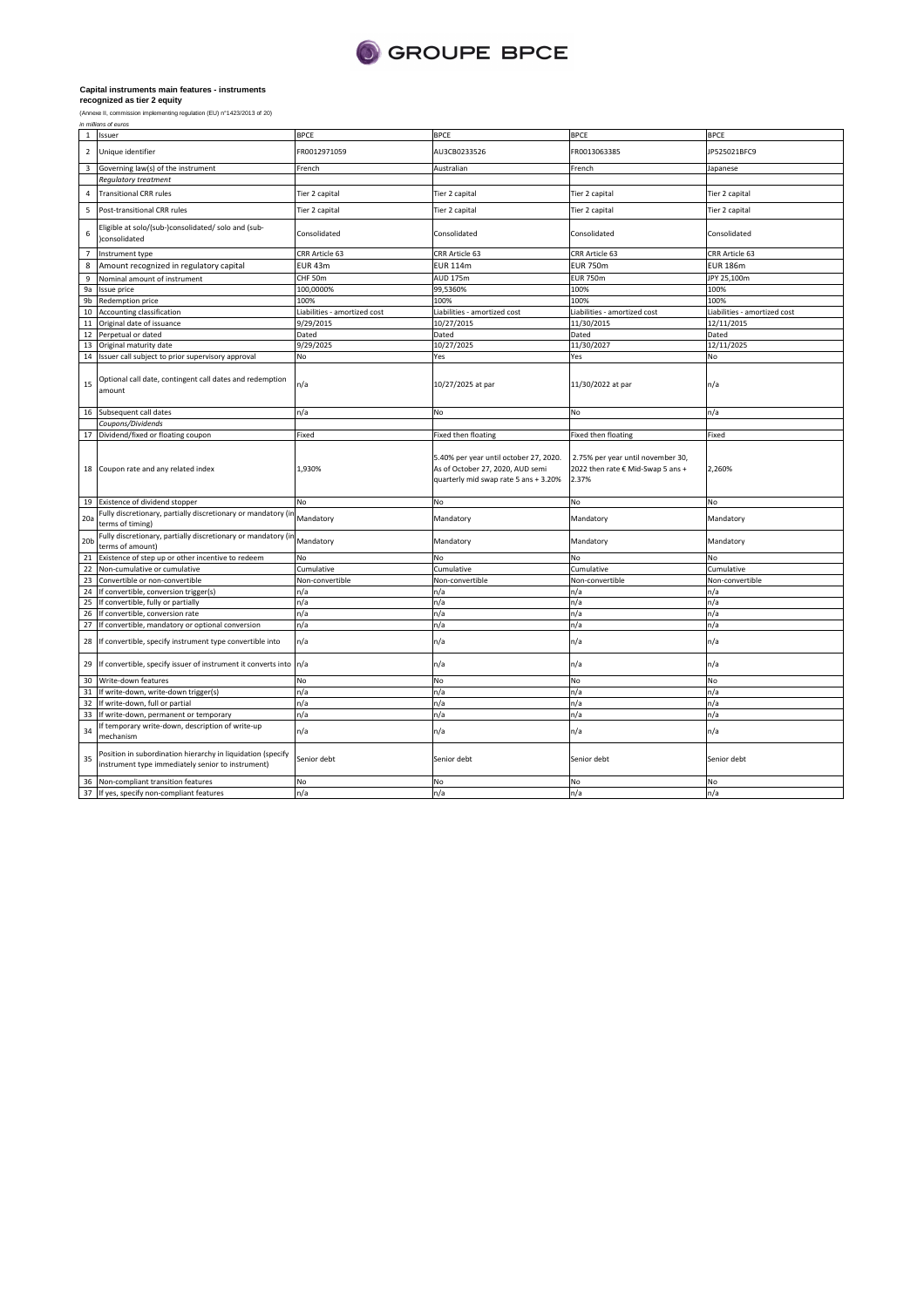GROUPE BPCE

**Capital instruments main features - instruments recognized as tier 2 equity**

(Annexe II, commission implementing regulation (EU) n°1423/2013 of 20)

*In millions of euros*

| | | | | | |
|---|---|---|---|---|---|
| 1 | Issuer | BPCE | BPCE | BPCE | BPCE |
| 2 | Unique identifier | FR0012971059 | AU3CB0233526 | FR0013063385 | JP525021BFC9 |
| 3 | Governing law(s) of the instrument | French | Australian | French | Japanese |
| | *Regulatory treatment* | | | | |
| 4 | Transitional CRR rules | Tier 2 capital | Tier 2 capital | Tier 2 capital | Tier 2 capital |
| 5 | Post-transitional CRR rules | Tier 2 capital | Tier 2 capital | Tier 2 capital | Tier 2 capital |
| 6 | Eligible at solo/(sub-)consolidated/ solo and (sub-)consolidated | Consolidated | Consolidated | Consolidated | Consolidated |
| 7 | Instrument type | CRR Article 63 | CRR Article 63 | CRR Article 63 | CRR Article 63 |
| 8 | Amount recognized in regulatory capital | EUR 43m | EUR 114m | EUR 750m | EUR 186m |
| 9 | Nominal amount of instrument | CHF 50m | AUD 175m | EUR 750m | JPY 25,100m |
| 9a | Issue price | 100,0000% | 99,5360% | 100% | 100% |
| 9b | Redemption price | 100% | 100% | 100% | 100% |
| 10 | Accounting classification | Liabilities - amortized cost | Liabilities - amortized cost | Liabilities - amortized cost | Liabilities - amortized cost |
| 11 | Original date of issuance | 9/29/2015 | 10/27/2015 | 11/30/2015 | 12/11/2015 |
| 12 | Perpetual or dated | Dated | Dated | Dated | Dated |
| 13 | Original maturity date | 9/29/2025 | 10/27/2025 | 11/30/2027 | 12/11/2025 |
| 14 | Issuer call subject to prior supervisory approval | No | Yes | Yes | No |
| 15 | Optional call date, contingent call dates and redemption amount | n/a | 10/27/2025 at par | 11/30/2022 at par | n/a |
| 16 | Subsequent call dates | n/a | No | No | n/a |
| | *Coupons/Dividends* | | | | |
| 17 | Dividend/fixed or floating coupon | Fixed | Fixed then floating | Fixed then floating | Fixed |
| 18 | Coupon rate and any related index | 1,930% | 5.40% per year until october 27, 2020. As of October 27, 2020, AUD semi quarterly mid swap rate 5 ans + 3.20% | 2.75% per year until november 30, 2022 then rate € Mid-Swap 5 ans + 2.37% | 2,260% |
| 19 | Existence of dividend stopper | No | No | No | No |
| 20a | Fully discretionary, partially discretionary or mandatory (in terms of timing) | Mandatory | Mandatory | Mandatory | Mandatory |
| 20b | Fully discretionary, partially discretionary or mandatory (in terms of amount) | Mandatory | Mandatory | Mandatory | Mandatory |
| 21 | Existence of step up or other incentive to redeem | No | No | No | No |
| 22 | Non-cumulative or cumulative | Cumulative | Cumulative | Cumulative | Cumulative |
| 23 | Convertible or non-convertible | Non-convertible | Non-convertible | Non-convertible | Non-convertible |
| 24 | If convertible, conversion trigger(s) | n/a | n/a | n/a | n/a |
| 25 | If convertible, fully or partially | n/a | n/a | n/a | n/a |
| 26 | If convertible, conversion rate | n/a | n/a | n/a | n/a |
| 27 | If convertible, mandatory or optional conversion | n/a | n/a | n/a | n/a |
| 28 | If convertible, specify instrument type convertible into | n/a | n/a | n/a | n/a |
| 29 | If convertible, specify issuer of instrument it converts into | n/a | n/a | n/a | n/a |
| 30 | Write-down features | No | No | No | No |
| 31 | If write-down, write-down trigger(s) | n/a | n/a | n/a | n/a |
| 32 | If write-down, full or partial | n/a | n/a | n/a | n/a |
| 33 | If write-down, permanent or temporary | n/a | n/a | n/a | n/a |
| 34 | If temporary write-down, description of write-up mechanism | n/a | n/a | n/a | n/a |
| 35 | Position in subordination hierarchy in liquidation (specify instrument type immediately senior to instrument) | Senior debt | Senior debt | Senior debt | Senior debt |
| 36 | Non-compliant transition features | No | No | No | No |
| 37 | If yes, specify non-compliant features | n/a | n/a | n/a | n/a |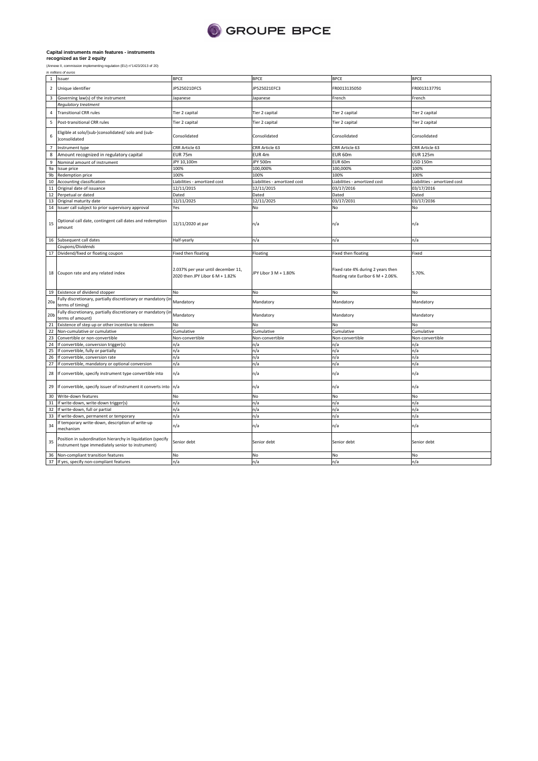GROUPE BPCE

**Capital instruments main features - instruments recognized as tier 2 equity**

(Annexe II, commission implementing regulation (EU) n°1423/2013 of 20)

*In millions of euros*

| | | | | | |
|---|---|---|---|---|---|
| 1 | Issuer | BPCE | BPCE | BPCE | BPCE |
| 2 | Unique identifier | JP525021DFC5 | JP525021EFC3 | FR0013135050 | FR0013137791 |
| 3 | Governing law(s) of the instrument | Japanese | Japanese | French | French |
| | *Regulatory treatment* | | | | |
| 4 | Transitional CRR rules | Tier 2 capital | Tier 2 capital | Tier 2 capital | Tier 2 capital |
| 5 | Post-transitional CRR rules | Tier 2 capital | Tier 2 capital | Tier 2 capital | Tier 2 capital |
| 6 | Eligible at solo/(sub-)consolidated/ solo and (sub-)consolidated | Consolidated | Consolidated | Consolidated | Consolidated |
| 7 | Instrument type | CRR Article 63 | CRR Article 63 | CRR Article 63 | CRR Article 63 |
| 8 | Amount recognized in regulatory capital | EUR 75m | EUR 4m | EUR 60m | EUR 125m |
| 9 | Nominal amount of instrument | JPY 10,100m | JPY 500m | EUR 60m | USD 150m |
| 9a | Issue price | 100% | 100,000% | 100,000% | 100% |
| 9b | Redemption price | 100% | 100% | 100% | 100% |
| 10 | Accounting classification | Liabilities - amortized cost | Liabilities - amortized cost | Liabilities - amortized cost | Liabilities - amortized cost |
| 11 | Original date of issuance | 12/11/2015 | 12/11/2015 | 03/17/2016 | 03/17/2016 |
| 12 | Perpetual or dated | Dated | Dated | Dated | Dated |
| 13 | Original maturity date | 12/11/2025 | 12/11/2025 | 03/17/2031 | 03/17/2036 |
| 14 | Issuer call subject to prior supervisory approval | Yes | No | No | No |
| 15 | Optional call date, contingent call dates and redemption amount | 12/11/2020 at par | n/a | n/a | n/a |
| 16 | Subsequent call dates | Half-yearly | n/a | n/a | n/a |
| | *Coupons/Dividends* | | | | |
| 17 | Dividend/fixed or floating coupon | Fixed then floating | Floating | Fixed then floating | Fixed |
| 18 | Coupon rate and any related index | 2.037% per year until december 11, 2020 then JPY Libor 6 M + 1.82% | JPY Libor 3 M + 1.80% | Fixed rate 4% during 2 years then floating rate Euribor 6 M + 2.06%. | 5.70%. |
| 19 | Existence of dividend stopper | No | No | No | No |
| 20a | Fully discretionary, partially discretionary or mandatory (in terms of timing) | Mandatory | Mandatory | Mandatory | Mandatory |
| 20b | Fully discretionary, partially discretionary or mandatory (in terms of amount) | Mandatory | Mandatory | Mandatory | Mandatory |
| 21 | Existence of step up or other incentive to redeem | No | No | No | No |
| 22 | Non-cumulative or cumulative | Cumulative | Cumulative | Cumulative | Cumulative |
| 23 | Convertible or non-convertible | Non-convertible | Non-convertible | Non-convertible | Non-convertible |
| 24 | If convertible, conversion trigger(s) | n/a | n/a | n/a | n/a |
| 25 | If convertible, fully or partially | n/a | n/a | n/a | n/a |
| 26 | If convertible, conversion rate | n/a | n/a | n/a | n/a |
| 27 | If convertible, mandatory or optional conversion | n/a | n/a | n/a | n/a |
| 28 | If convertible, specify instrument type convertible into | n/a | n/a | n/a | n/a |
| 29 | If convertible, specify issuer of instrument it converts into | n/a | n/a | n/a | n/a |
| 30 | Write-down features | No | No | No | No |
| 31 | If write-down, write-down trigger(s) | n/a | n/a | n/a | n/a |
| 32 | If write-down, full or partial | n/a | n/a | n/a | n/a |
| 33 | If write-down, permanent or temporary | n/a | n/a | n/a | n/a |
| 34 | If temporary write-down, description of write-up mechanism | n/a | n/a | n/a | n/a |
| 35 | Position in subordination hierarchy in liquidation (specify instrument type immediately senior to instrument) | Senior debt | Senior debt | Senior debt | Senior debt |
| 36 | Non-compliant transition features | No | No | No | No |
| 37 | If yes, specify non-compliant features | n/a | n/a | n/a | n/a |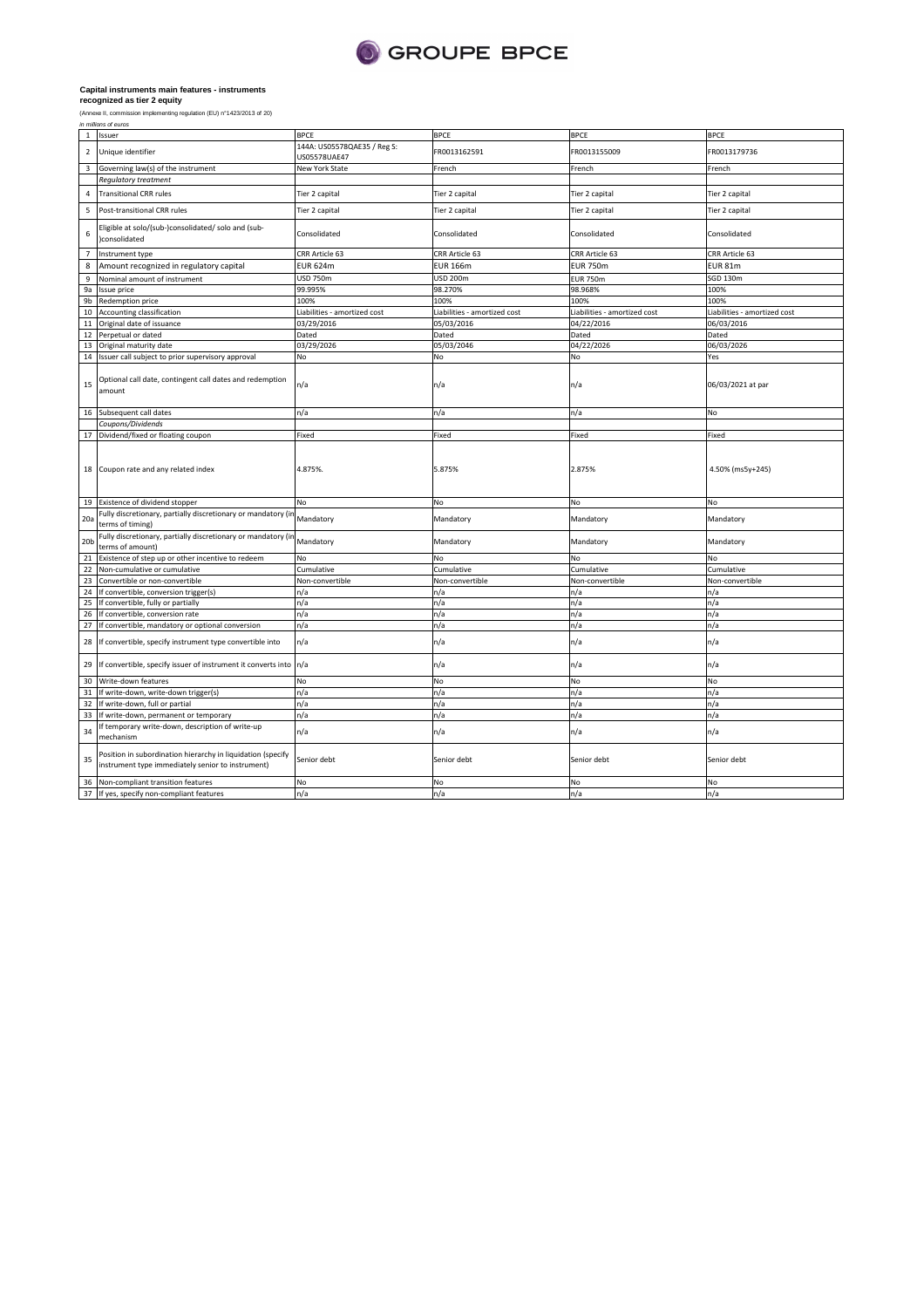**Capital instruments main features - instruments recognized as tier 2 equity**

(Annexe II, commission implementing regulation (EU) n°1423/2013 of 20)

*in millions of euros*

| # | | | | | |
|---|---|---|---|---|---|
| 1 | Issuer | BPCE | BPCE | BPCE | BPCE |
| 2 | Unique identifier | 144A: US05578QAE35 / Reg S: US05578UAE47 | FR0013162591 | FR0013155009 | FR0013179736 |
| 3 | Governing law(s) of the instrument | New York State | French | French | French |
| | *Regulatory treatment* | | | | |
| 4 | Transitional CRR rules | Tier 2 capital | Tier 2 capital | Tier 2 capital | Tier 2 capital |
| 5 | Post-transitional CRR rules | Tier 2 capital | Tier 2 capital | Tier 2 capital | Tier 2 capital |
| 6 | Eligible at solo/(sub-)consolidated/ solo and (sub-)consolidated | Consolidated | Consolidated | Consolidated | Consolidated |
| 7 | Instrument type | CRR Article 63 | CRR Article 63 | CRR Article 63 | CRR Article 63 |
| 8 | Amount recognized in regulatory capital | EUR 624m | EUR 166m | EUR 750m | EUR 81m |
| 9 | Nominal amount of instrument | USD 750m | USD 200m | EUR 750m | SGD 130m |
| 9a | Issue price | 99.995% | 98.270% | 98.968% | 100% |
| 9b | Redemption price | 100% | 100% | 100% | 100% |
| 10 | Accounting classification | Liabilities - amortized cost | Liabilities - amortized cost | Liabilities - amortized cost | Liabilities - amortized cost |
| 11 | Original date of issuance | 03/29/2016 | 05/03/2016 | 04/22/2016 | 06/03/2016 |
| 12 | Perpetual or dated | Dated | Dated | Dated | Dated |
| 13 | Original maturity date | 03/29/2026 | 05/03/2046 | 04/22/2026 | 06/03/2026 |
| 14 | Issuer call subject to prior supervisory approval | No | No | No | Yes |
| 15 | Optional call date, contingent call dates and redemption amount | n/a | n/a | n/a | 06/03/2021 at par |
| 16 | Subsequent call dates | n/a | n/a | n/a | No |
| | *Coupons/Dividends* | | | | |
| 17 | Dividend/fixed or floating coupon | Fixed | Fixed | Fixed | Fixed |
| 18 | Coupon rate and any related index | 4.875%. | 5.875% | 2.875% | 4.50% (ms5y+245) |
| 19 | Existence of dividend stopper | No | No | No | No |
| 20a | Fully discretionary, partially discretionary or mandatory (in terms of timing) | Mandatory | Mandatory | Mandatory | Mandatory |
| 20b | Fully discretionary, partially discretionary or mandatory (in terms of amount) | Mandatory | Mandatory | Mandatory | Mandatory |
| 21 | Existence of step up or other incentive to redeem | No | No | No | No |
| 22 | Non-cumulative or cumulative | Cumulative | Cumulative | Cumulative | Cumulative |
| 23 | Convertible or non-convertible | Non-convertible | Non-convertible | Non-convertible | Non-convertible |
| 24 | If convertible, conversion trigger(s) | n/a | n/a | n/a | n/a |
| 25 | If convertible, fully or partially | n/a | n/a | n/a | n/a |
| 26 | If convertible, conversion rate | n/a | n/a | n/a | n/a |
| 27 | If convertible, mandatory or optional conversion | n/a | n/a | n/a | n/a |
| 28 | If convertible, specify instrument type convertible into | n/a | n/a | n/a | n/a |
| 29 | If convertible, specify issuer of instrument it converts into | n/a | n/a | n/a | n/a |
| 30 | Write-down features | No | No | No | No |
| 31 | If write-down, write-down trigger(s) | n/a | n/a | n/a | n/a |
| 32 | If write-down, full or partial | n/a | n/a | n/a | n/a |
| 33 | If write-down, permanent or temporary | n/a | n/a | n/a | n/a |
| 34 | If temporary write-down, description of write-up mechanism | n/a | n/a | n/a | n/a |
| 35 | Position in subordination hierarchy in liquidation (specify instrument type immediately senior to instrument) | Senior debt | Senior debt | Senior debt | Senior debt |
| 36 | Non-compliant transition features | No | No | No | No |
| 37 | If yes, specify non-compliant features | n/a | n/a | n/a | n/a |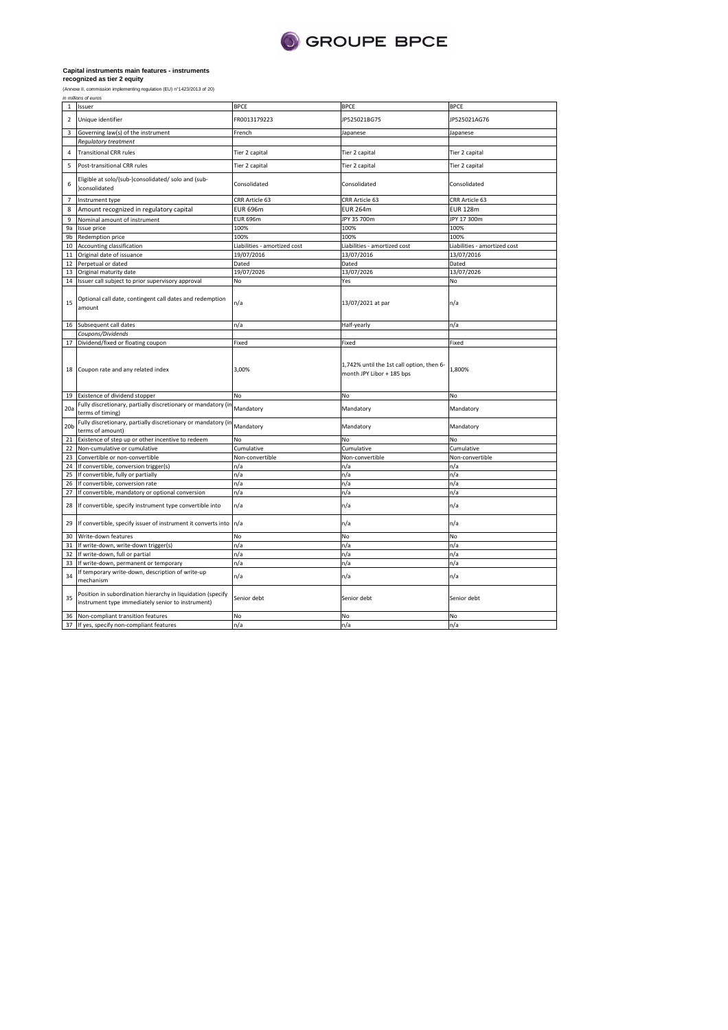**Capital instruments main features - instruments recognized as tier 2 equity**

(Annexe II, commission implementing regulation (EU) n°1423/2013 of 20)

*In millions of euros*

| | | | | |
|---|---|---|---|---|
| 1 | Issuer | BPCE | BPCE | BPCE |
| 2 | Unique identifier | FR0013179223 | JP525021BG75 | JP525021AG76 |
| 3 | Governing law(s) of the instrument | French | Japanese | Japanese |
| | *Regulatory treatment* | | | |
| 4 | Transitional CRR rules | Tier 2 capital | Tier 2 capital | Tier 2 capital |
| 5 | Post-transitional CRR rules | Tier 2 capital | Tier 2 capital | Tier 2 capital |
| 6 | Eligible at solo/(sub-)consolidated/ solo and (sub-)consolidated | Consolidated | Consolidated | Consolidated |
| 7 | Instrument type | CRR Article 63 | CRR Article 63 | CRR Article 63 |
| 8 | Amount recognized in regulatory capital | EUR 696m | EUR 264m | EUR 128m |
| 9 | Nominal amount of instrument | EUR 696m | JPY 35 700m | JPY 17 300m |
| 9a | Issue price | 100% | 100% | 100% |
| 9b | Redemption price | 100% | 100% | 100% |
| 10 | Accounting classification | Liabilities - amortized cost | Liabilities - amortized cost | Liabilities - amortized cost |
| 11 | Original date of issuance | 19/07/2016 | 13/07/2016 | 13/07/2016 |
| 12 | Perpetual or dated | Dated | Dated | Dated |
| 13 | Original maturity date | 19/07/2026 | 13/07/2026 | 13/07/2026 |
| 14 | Issuer call subject to prior supervisory approval | No | Yes | No |
| 15 | Optional call date, contingent call dates and redemption amount | n/a | 13/07/2021 at par | n/a |
| 16 | Subsequent call dates | n/a | Half-yearly | n/a |
| | *Coupons/Dividends* | | | |
| 17 | Dividend/fixed or floating coupon | Fixed | Fixed | Fixed |
| 18 | Coupon rate and any related index | 3,00% | 1,742% until the 1st call option, then 6-month JPY Libor + 185 bps | 1,800% |
| 19 | Existence of dividend stopper | No | No | No |
| 20a | Fully discretionary, partially discretionary or mandatory (in terms of timing) | Mandatory | Mandatory | Mandatory |
| 20b | Fully discretionary, partially discretionary or mandatory (in terms of amount) | Mandatory | Mandatory | Mandatory |
| 21 | Existence of step up or other incentive to redeem | No | No | No |
| 22 | Non-cumulative or cumulative | Cumulative | Cumulative | Cumulative |
| 23 | Convertible or non-convertible | Non-convertible | Non-convertible | Non-convertible |
| 24 | If convertible, conversion trigger(s) | n/a | n/a | n/a |
| 25 | If convertible, fully or partially | n/a | n/a | n/a |
| 26 | If convertible, conversion rate | n/a | n/a | n/a |
| 27 | If convertible, mandatory or optional conversion | n/a | n/a | n/a |
| 28 | If convertible, specify instrument type convertible into | n/a | n/a | n/a |
| 29 | If convertible, specify issuer of instrument it converts into | n/a | n/a | n/a |
| 30 | Write-down features | No | No | No |
| 31 | If write-down, write-down trigger(s) | n/a | n/a | n/a |
| 32 | If write-down, full or partial | n/a | n/a | n/a |
| 33 | If write-down, permanent or temporary | n/a | n/a | n/a |
| 34 | If temporary write-down, description of write-up mechanism | n/a | n/a | n/a |
| 35 | Position in subordination hierarchy in liquidation (specify instrument type immediately senior to instrument) | Senior debt | Senior debt | Senior debt |
| 36 | Non-compliant transition features | No | No | No |
| 37 | If yes, specify non-compliant features | n/a | n/a | n/a |